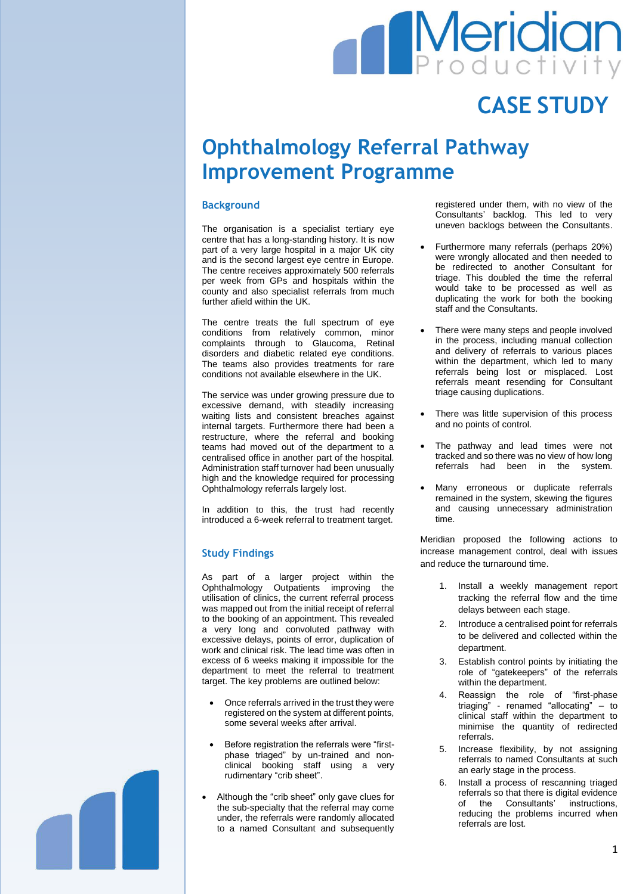Meridian Productivity

CASE STUDY

# Ophthalmology Referral Pathway Improvement Programme

## Background

The organisation is a specialist tertiary eye centre that has a long-standing history. It is now part of a very large hospital in a major UK city and is the second largest eye centre in Europe. The centre receives approximately 500 referrals per week from GPs and hospitals within the county and also specialist referrals from much further afield within the UK.

The centre treats the full spectrum of eye conditions from relatively common, minor complaints through to Glaucoma, Retinal disorders and diabetic related eye conditions. The teams also provides treatments for rare conditions not available elsewhere in the UK.

The service was under growing pressure due to excessive demand, with steadily increasing waiting lists and consistent breaches against internal targets. Furthermore there had been a restructure, where the referral and booking teams had moved out of the department to a centralised office in another part of the hospital. Administration staff turnover had been unusually high and the knowledge required for processing Ophthalmology referrals largely lost.

In addition to this, the trust had recently introduced a 6-week referral to treatment target.

## Study Findings

As part of a larger project within the Ophthalmology Outpatients improving the utilisation of clinics, the current referral process was mapped out from the initial receipt of referral to the booking of an appointment. This revealed a very long and convoluted pathway with excessive delays, points of error, duplication of work and clinical risk. The lead time was often in excess of 6 weeks making it impossible for the department to meet the referral to treatment target. The key problems are outlined below:

- Once referrals arrived in the trust they were registered on the system at different points, some several weeks after arrival.
- Before registration the referrals were "first-phase triaged" by un-trained and non-clinical booking staff using a very rudimentary "crib sheet".
- Although the "crib sheet" only gave clues for the sub-specialty that the referral may come under, the referrals were randomly allocated to a named Consultant and subsequently registered under them, with no view of the Consultants' backlog. This led to very uneven backlogs between the Consultants.
- Furthermore many referrals (perhaps 20%) were wrongly allocated and then needed to be redirected to another Consultant for triage. This doubled the time the referral would take to be processed as well as duplicating the work for both the booking staff and the Consultants.
- There were many steps and people involved in the process, including manual collection and delivery of referrals to various places within the department, which led to many referrals being lost or misplaced. Lost referrals meant resending for Consultant triage causing duplications.
- There was little supervision of this process and no points of control.
- The pathway and lead times were not tracked and so there was no view of how long referrals had been in the system.
- Many erroneous or duplicate referrals remained in the system, skewing the figures and causing unnecessary administration time.

Meridian proposed the following actions to increase management control, deal with issues and reduce the turnaround time.

1. Install a weekly management report tracking the referral flow and the time delays between each stage.
2. Introduce a centralised point for referrals to be delivered and collected within the department.
3. Establish control points by initiating the role of "gatekeepers" of the referrals within the department.
4. Reassign the role of "first-phase triaging" - renamed "allocating" – to clinical staff within the department to minimise the quantity of redirected referrals.
5. Increase flexibility, by not assigning referrals to named Consultants at such an early stage in the process.
6. Install a process of rescanning triaged referrals so that there is digital evidence of the Consultants' instructions, reducing the problems incurred when referrals are lost.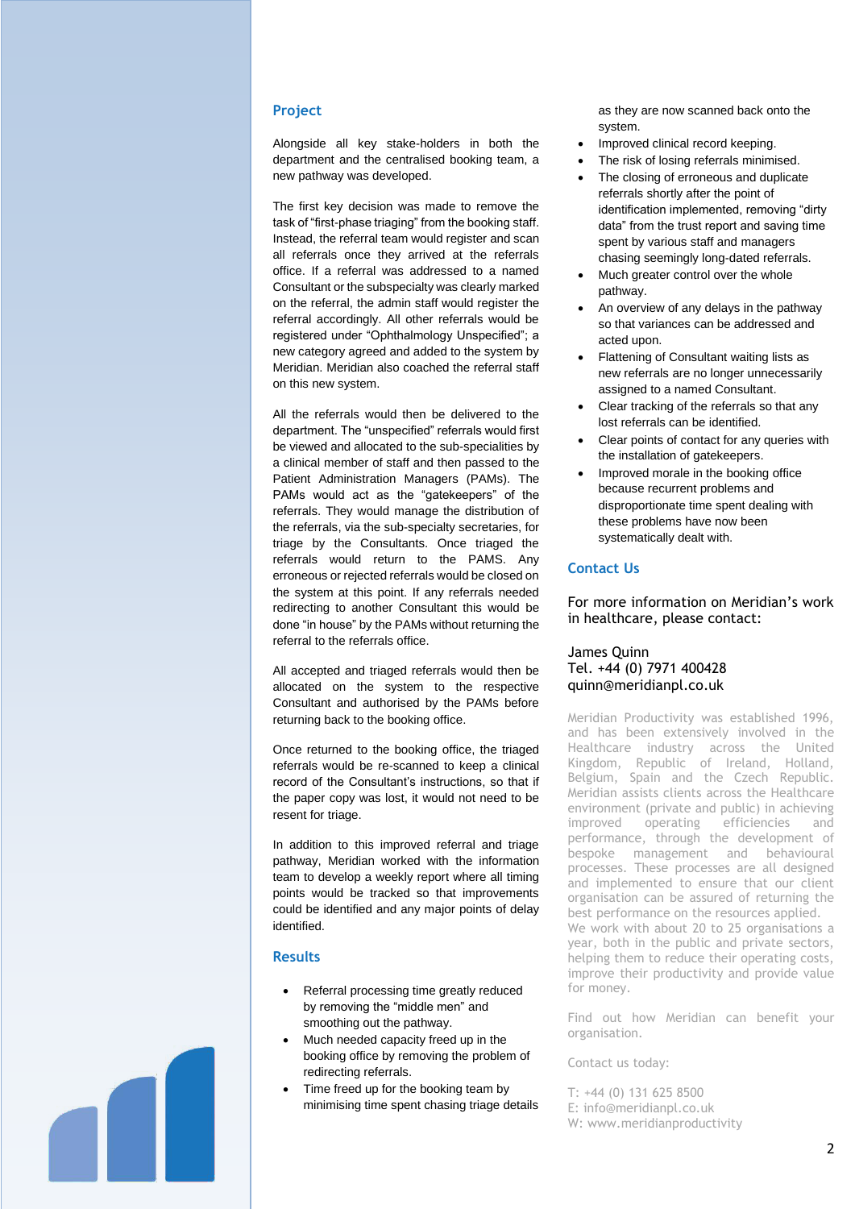## Project

Alongside all key stake-holders in both the department and the centralised booking team, a new pathway was developed.

The first key decision was made to remove the task of "first-phase triaging" from the booking staff. Instead, the referral team would register and scan all referrals once they arrived at the referrals office. If a referral was addressed to a named Consultant or the subspecialty was clearly marked on the referral, the admin staff would register the referral accordingly. All other referrals would be registered under "Ophthalmology Unspecified"; a new category agreed and added to the system by Meridian. Meridian also coached the referral staff on this new system.

All the referrals would then be delivered to the department. The "unspecified" referrals would first be viewed and allocated to the sub-specialities by a clinical member of staff and then passed to the Patient Administration Managers (PAMs). The PAMs would act as the "gatekeepers" of the referrals. They would manage the distribution of the referrals, via the sub-specialty secretaries, for triage by the Consultants. Once triaged the referrals would return to the PAMS. Any erroneous or rejected referrals would be closed on the system at this point. If any referrals needed redirecting to another Consultant this would be done "in house" by the PAMs without returning the referral to the referrals office.

All accepted and triaged referrals would then be allocated on the system to the respective Consultant and authorised by the PAMs before returning back to the booking office.

Once returned to the booking office, the triaged referrals would be re-scanned to keep a clinical record of the Consultant's instructions, so that if the paper copy was lost, it would not need to be resent for triage.

In addition to this improved referral and triage pathway, Meridian worked with the information team to develop a weekly report where all timing points would be tracked so that improvements could be identified and any major points of delay identified.

## Results

- Referral processing time greatly reduced by removing the "middle men" and smoothing out the pathway.
- Much needed capacity freed up in the booking office by removing the problem of redirecting referrals.
- Time freed up for the booking team by minimising time spent chasing triage details as they are now scanned back onto the system.
- Improved clinical record keeping.
- The risk of losing referrals minimised.
- The closing of erroneous and duplicate referrals shortly after the point of identification implemented, removing "dirty data" from the trust report and saving time spent by various staff and managers chasing seemingly long-dated referrals.
- Much greater control over the whole pathway.
- An overview of any delays in the pathway so that variances can be addressed and acted upon.
- Flattening of Consultant waiting lists as new referrals are no longer unnecessarily assigned to a named Consultant.
- Clear tracking of the referrals so that any lost referrals can be identified.
- Clear points of contact for any queries with the installation of gatekeepers.
- Improved morale in the booking office because recurrent problems and disproportionate time spent dealing with these problems have now been systematically dealt with.

## Contact Us

For more information on Meridian's work in healthcare, please contact:

James Quinn
Tel. +44 (0) 7971 400428
quinn@meridianpl.co.uk

Meridian Productivity was established 1996, and has been extensively involved in the Healthcare industry across the United Kingdom, Republic of Ireland, Holland, Belgium, Spain and the Czech Republic. Meridian assists clients across the Healthcare environment (private and public) in achieving improved operating efficiencies and performance, through the development of bespoke management and behavioural processes. These processes are all designed and implemented to ensure that our client organisation can be assured of returning the best performance on the resources applied. We work with about 20 to 25 organisations a year, both in the public and private sectors, helping them to reduce their operating costs, improve their productivity and provide value for money.

Find out how Meridian can benefit your organisation.

Contact us today:

T: +44 (0) 131 625 8500
E: info@meridianpl.co.uk
W: www.meridianproductivity